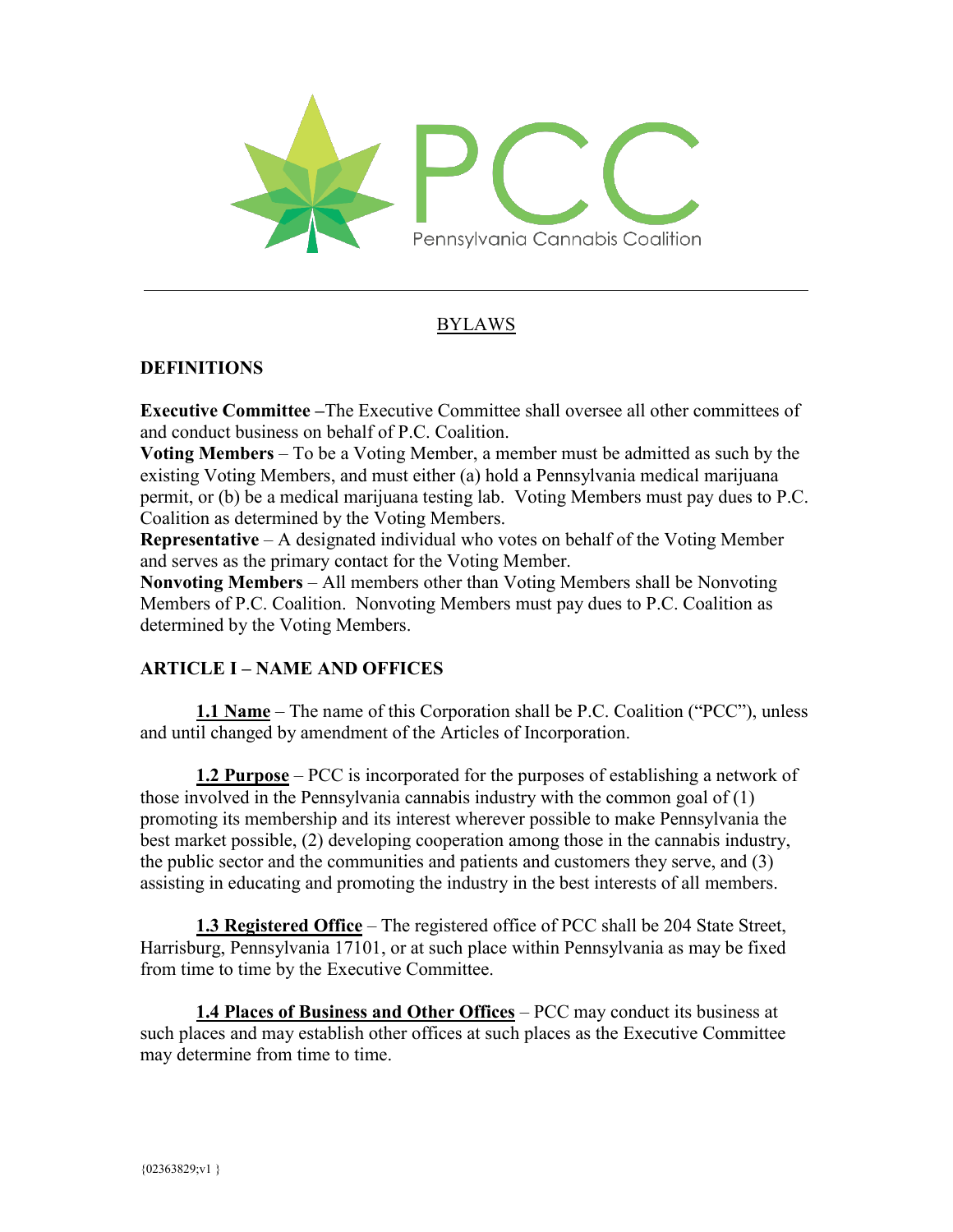PCC

Pennsylvania Cannabis Coalition

---

# BYLAWS

## DEFINITIONS

**Executive Committee** –The Executive Committee shall oversee all other committees of and conduct business on behalf of P.C. Coalition.

**Voting Members** – To be a Voting Member, a member must be admitted as such by the existing Voting Members, and must either (a) hold a Pennsylvania medical marijuana permit, or (b) be a medical marijuana testing lab. Voting Members must pay dues to P.C. Coalition as determined by the Voting Members.

**Representative** – A designated individual who votes on behalf of the Voting Member and serves as the primary contact for the Voting Member.

**Nonvoting Members** – All members other than Voting Members shall be Nonvoting Members of P.C. Coalition. Nonvoting Members must pay dues to P.C. Coalition as determined by the Voting Members.

## ARTICLE I – NAME AND OFFICES

**1.1 Name** – The name of this Corporation shall be P.C. Coalition ("PCC"), unless and until changed by amendment of the Articles of Incorporation.

**1.2 Purpose** – PCC is incorporated for the purposes of establishing a network of those involved in the Pennsylvania cannabis industry with the common goal of (1) promoting its membership and its interest wherever possible to make Pennsylvania the best market possible, (2) developing cooperation among those in the cannabis industry, the public sector and the communities and patients and customers they serve, and (3) assisting in educating and promoting the industry in the best interests of all members.

**1.3 Registered Office** – The registered office of PCC shall be 204 State Street, Harrisburg, Pennsylvania 17101, or at such place within Pennsylvania as may be fixed from time to time by the Executive Committee.

**1.4 Places of Business and Other Offices** – PCC may conduct its business at such places and may establish other offices at such places as the Executive Committee may determine from time to time.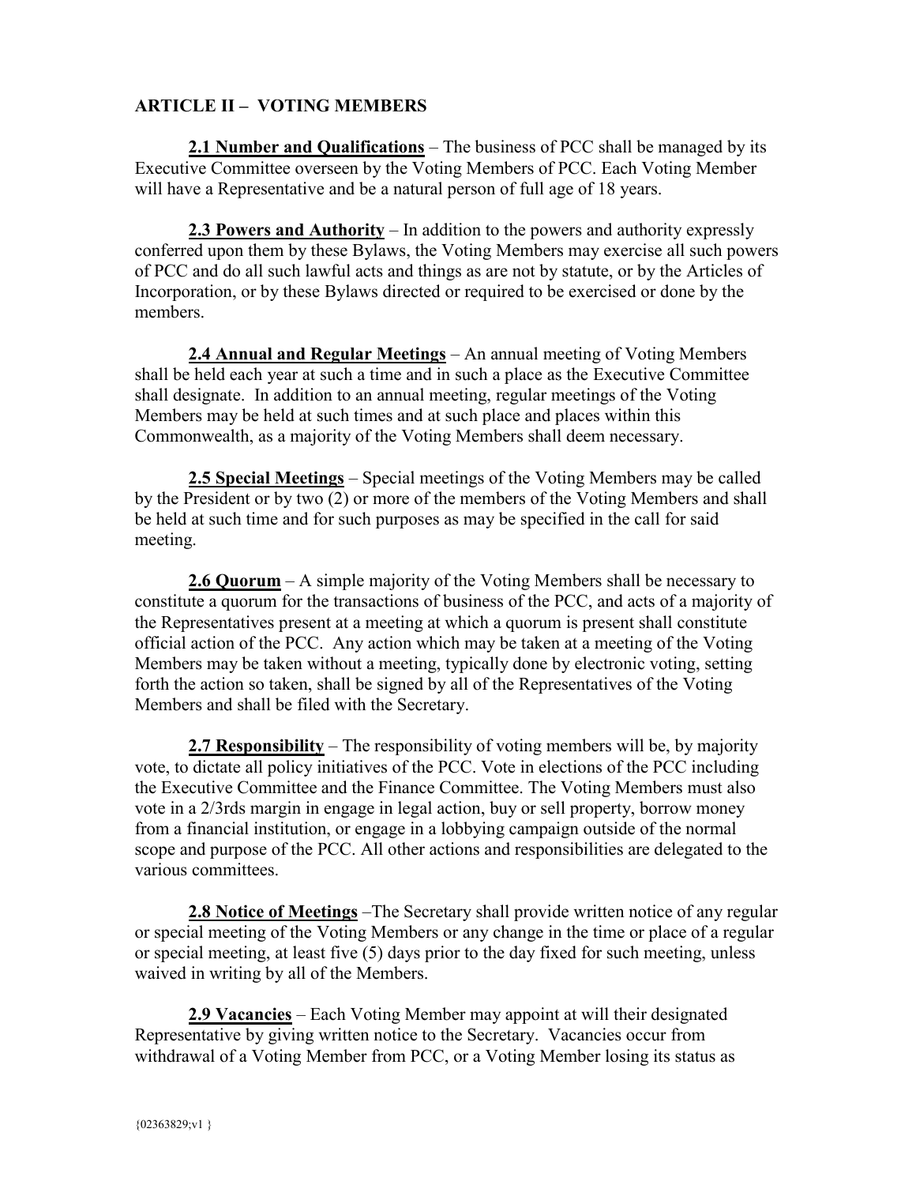## ARTICLE II – VOTING MEMBERS

**2.1 Number and Qualifications** – The business of PCC shall be managed by its Executive Committee overseen by the Voting Members of PCC. Each Voting Member will have a Representative and be a natural person of full age of 18 years.

**2.3 Powers and Authority** – In addition to the powers and authority expressly conferred upon them by these Bylaws, the Voting Members may exercise all such powers of PCC and do all such lawful acts and things as are not by statute, or by the Articles of Incorporation, or by these Bylaws directed or required to be exercised or done by the members.

**2.4 Annual and Regular Meetings** – An annual meeting of Voting Members shall be held each year at such a time and in such a place as the Executive Committee shall designate. In addition to an annual meeting, regular meetings of the Voting Members may be held at such times and at such place and places within this Commonwealth, as a majority of the Voting Members shall deem necessary.

**2.5 Special Meetings** – Special meetings of the Voting Members may be called by the President or by two (2) or more of the members of the Voting Members and shall be held at such time and for such purposes as may be specified in the call for said meeting.

**2.6 Quorum** – A simple majority of the Voting Members shall be necessary to constitute a quorum for the transactions of business of the PCC, and acts of a majority of the Representatives present at a meeting at which a quorum is present shall constitute official action of the PCC. Any action which may be taken at a meeting of the Voting Members may be taken without a meeting, typically done by electronic voting, setting forth the action so taken, shall be signed by all of the Representatives of the Voting Members and shall be filed with the Secretary.

**2.7 Responsibility** – The responsibility of voting members will be, by majority vote, to dictate all policy initiatives of the PCC. Vote in elections of the PCC including the Executive Committee and the Finance Committee. The Voting Members must also vote in a 2/3rds margin in engage in legal action, buy or sell property, borrow money from a financial institution, or engage in a lobbying campaign outside of the normal scope and purpose of the PCC. All other actions and responsibilities are delegated to the various committees.

**2.8 Notice of Meetings** –The Secretary shall provide written notice of any regular or special meeting of the Voting Members or any change in the time or place of a regular or special meeting, at least five (5) days prior to the day fixed for such meeting, unless waived in writing by all of the Members.

**2.9 Vacancies** – Each Voting Member may appoint at will their designated Representative by giving written notice to the Secretary. Vacancies occur from withdrawal of a Voting Member from PCC, or a Voting Member losing its status as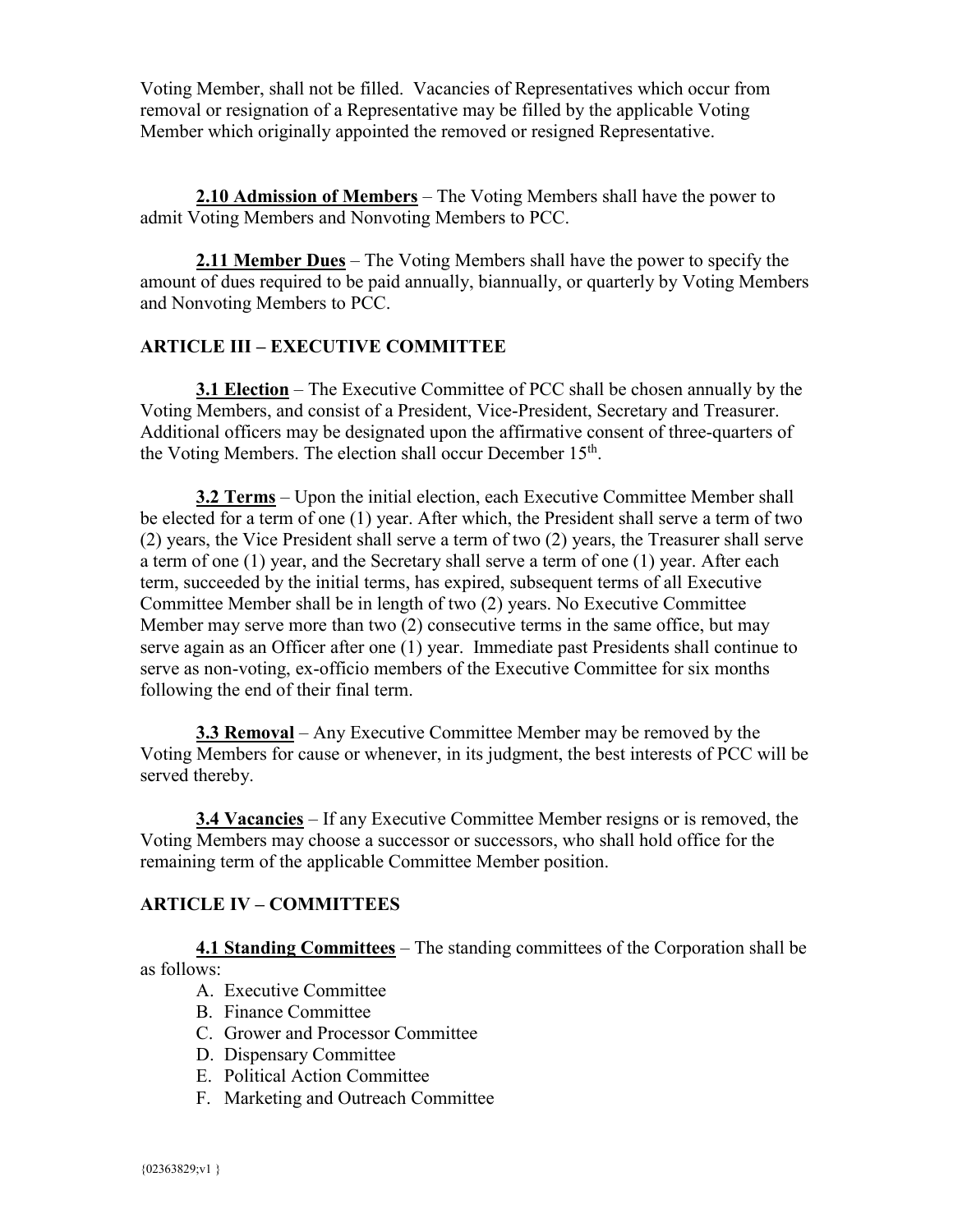Voting Member, shall not be filled. Vacancies of Representatives which occur from removal or resignation of a Representative may be filled by the applicable Voting Member which originally appointed the removed or resigned Representative.

**2.10 Admission of Members** – The Voting Members shall have the power to admit Voting Members and Nonvoting Members to PCC.

**2.11 Member Dues** – The Voting Members shall have the power to specify the amount of dues required to be paid annually, biannually, or quarterly by Voting Members and Nonvoting Members to PCC.

## ARTICLE III – EXECUTIVE COMMITTEE

**3.1 Election** – The Executive Committee of PCC shall be chosen annually by the Voting Members, and consist of a President, Vice-President, Secretary and Treasurer. Additional officers may be designated upon the affirmative consent of three-quarters of the Voting Members. The election shall occur December 15th.

**3.2 Terms** – Upon the initial election, each Executive Committee Member shall be elected for a term of one (1) year. After which, the President shall serve a term of two (2) years, the Vice President shall serve a term of two (2) years, the Treasurer shall serve a term of one (1) year, and the Secretary shall serve a term of one (1) year. After each term, succeeded by the initial terms, has expired, subsequent terms of all Executive Committee Member shall be in length of two (2) years. No Executive Committee Member may serve more than two (2) consecutive terms in the same office, but may serve again as an Officer after one (1) year. Immediate past Presidents shall continue to serve as non-voting, ex-officio members of the Executive Committee for six months following the end of their final term.

**3.3 Removal** – Any Executive Committee Member may be removed by the Voting Members for cause or whenever, in its judgment, the best interests of PCC will be served thereby.

**3.4 Vacancies** – If any Executive Committee Member resigns or is removed, the Voting Members may choose a successor or successors, who shall hold office for the remaining term of the applicable Committee Member position.

## ARTICLE IV – COMMITTEES

**4.1 Standing Committees** – The standing committees of the Corporation shall be as follows:

A. Executive Committee
B. Finance Committee
C. Grower and Processor Committee
D. Dispensary Committee
E. Political Action Committee
F. Marketing and Outreach Committee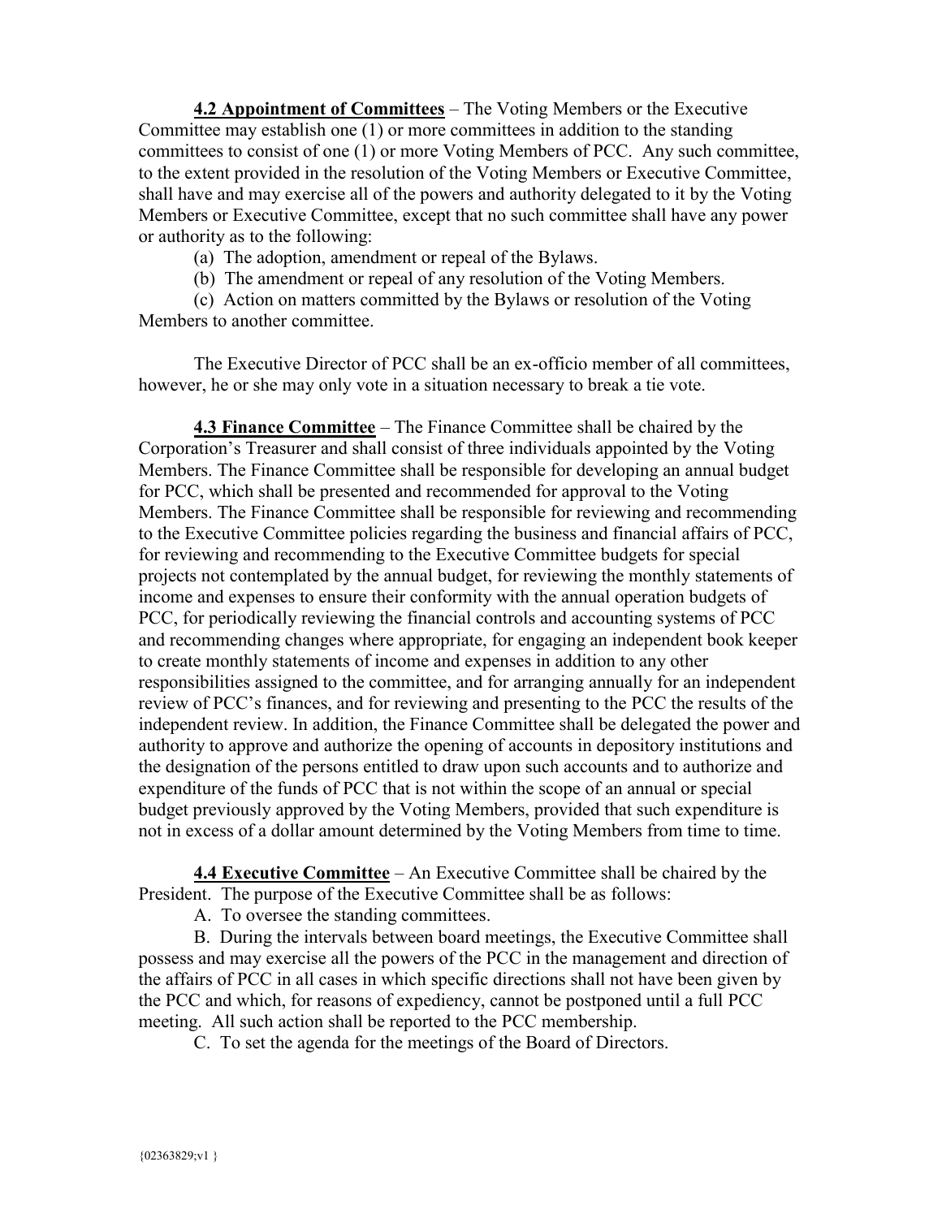**4.2 Appointment of Committees** – The Voting Members or the Executive Committee may establish one (1) or more committees in addition to the standing committees to consist of one (1) or more Voting Members of PCC. Any such committee, to the extent provided in the resolution of the Voting Members or Executive Committee, shall have and may exercise all of the powers and authority delegated to it by the Voting Members or Executive Committee, except that no such committee shall have any power or authority as to the following:

(a) The adoption, amendment or repeal of the Bylaws.

(b) The amendment or repeal of any resolution of the Voting Members.

(c) Action on matters committed by the Bylaws or resolution of the Voting Members to another committee.

The Executive Director of PCC shall be an ex-officio member of all committees, however, he or she may only vote in a situation necessary to break a tie vote.

**4.3 Finance Committee** – The Finance Committee shall be chaired by the Corporation's Treasurer and shall consist of three individuals appointed by the Voting Members. The Finance Committee shall be responsible for developing an annual budget for PCC, which shall be presented and recommended for approval to the Voting Members. The Finance Committee shall be responsible for reviewing and recommending to the Executive Committee policies regarding the business and financial affairs of PCC, for reviewing and recommending to the Executive Committee budgets for special projects not contemplated by the annual budget, for reviewing the monthly statements of income and expenses to ensure their conformity with the annual operation budgets of PCC, for periodically reviewing the financial controls and accounting systems of PCC and recommending changes where appropriate, for engaging an independent book keeper to create monthly statements of income and expenses in addition to any other responsibilities assigned to the committee, and for arranging annually for an independent review of PCC's finances, and for reviewing and presenting to the PCC the results of the independent review. In addition, the Finance Committee shall be delegated the power and authority to approve and authorize the opening of accounts in depository institutions and the designation of the persons entitled to draw upon such accounts and to authorize and expenditure of the funds of PCC that is not within the scope of an annual or special budget previously approved by the Voting Members, provided that such expenditure is not in excess of a dollar amount determined by the Voting Members from time to time.

**4.4 Executive Committee** – An Executive Committee shall be chaired by the President. The purpose of the Executive Committee shall be as follows:

A. To oversee the standing committees.

B. During the intervals between board meetings, the Executive Committee shall possess and may exercise all the powers of the PCC in the management and direction of the affairs of PCC in all cases in which specific directions shall not have been given by the PCC and which, for reasons of expediency, cannot be postponed until a full PCC meeting. All such action shall be reported to the PCC membership.

C. To set the agenda for the meetings of the Board of Directors.

{02363829;v1 }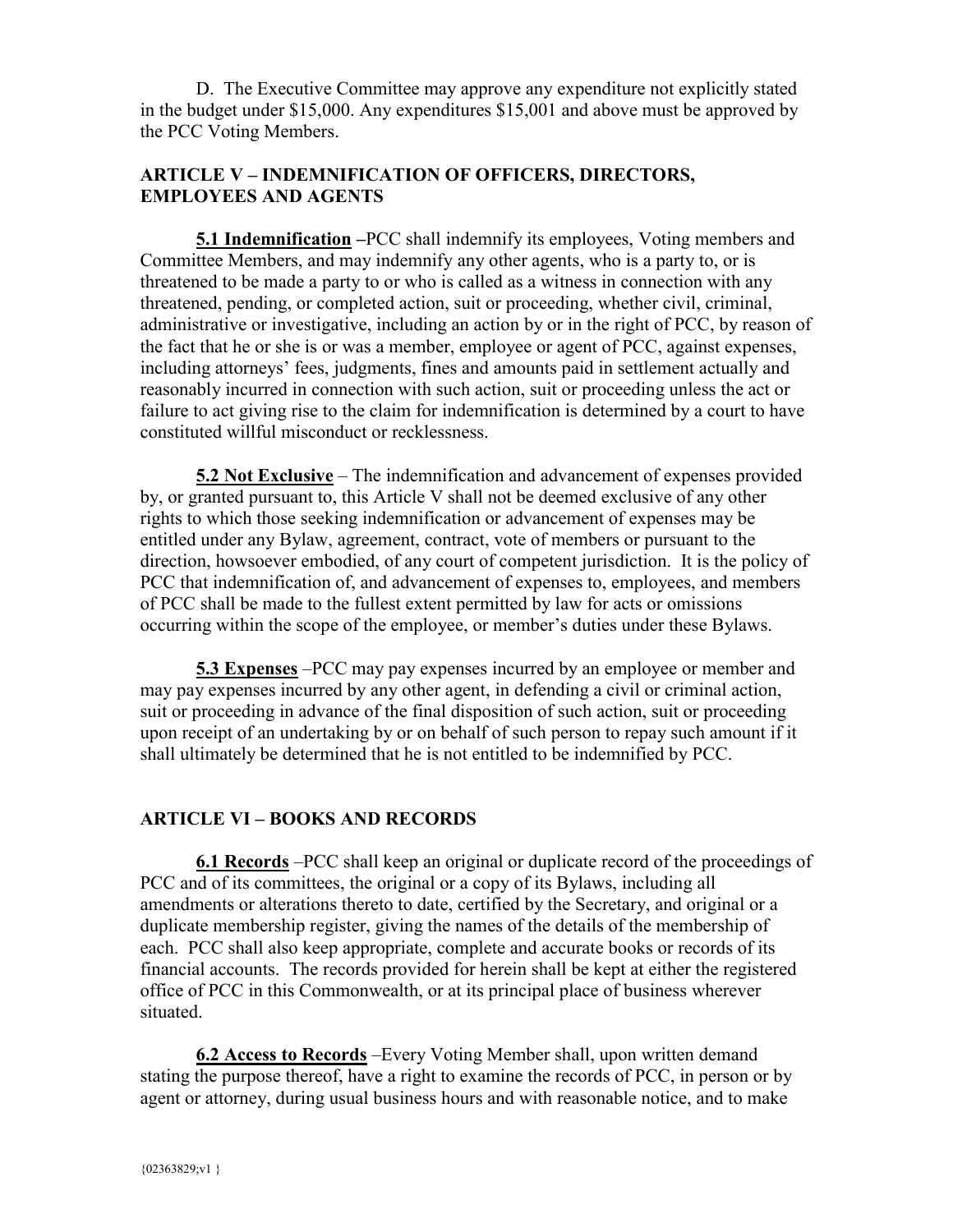D. The Executive Committee may approve any expenditure not explicitly stated in the budget under $15,000. Any expenditures $15,001 and above must be approved by the PCC Voting Members.

## ARTICLE V – INDEMNIFICATION OF OFFICERS, DIRECTORS, EMPLOYEES AND AGENTS

**5.1 Indemnification** –PCC shall indemnify its employees, Voting members and Committee Members, and may indemnify any other agents, who is a party to, or is threatened to be made a party to or who is called as a witness in connection with any threatened, pending, or completed action, suit or proceeding, whether civil, criminal, administrative or investigative, including an action by or in the right of PCC, by reason of the fact that he or she is or was a member, employee or agent of PCC, against expenses, including attorneys' fees, judgments, fines and amounts paid in settlement actually and reasonably incurred in connection with such action, suit or proceeding unless the act or failure to act giving rise to the claim for indemnification is determined by a court to have constituted willful misconduct or recklessness.

**5.2 Not Exclusive** – The indemnification and advancement of expenses provided by, or granted pursuant to, this Article V shall not be deemed exclusive of any other rights to which those seeking indemnification or advancement of expenses may be entitled under any Bylaw, agreement, contract, vote of members or pursuant to the direction, howsoever embodied, of any court of competent jurisdiction. It is the policy of PCC that indemnification of, and advancement of expenses to, employees, and members of PCC shall be made to the fullest extent permitted by law for acts or omissions occurring within the scope of the employee, or member's duties under these Bylaws.

**5.3 Expenses** –PCC may pay expenses incurred by an employee or member and may pay expenses incurred by any other agent, in defending a civil or criminal action, suit or proceeding in advance of the final disposition of such action, suit or proceeding upon receipt of an undertaking by or on behalf of such person to repay such amount if it shall ultimately be determined that he is not entitled to be indemnified by PCC.

## ARTICLE VI – BOOKS AND RECORDS

**6.1 Records** –PCC shall keep an original or duplicate record of the proceedings of PCC and of its committees, the original or a copy of its Bylaws, including all amendments or alterations thereto to date, certified by the Secretary, and original or a duplicate membership register, giving the names of the details of the membership of each. PCC shall also keep appropriate, complete and accurate books or records of its financial accounts. The records provided for herein shall be kept at either the registered office of PCC in this Commonwealth, or at its principal place of business wherever situated.

**6.2 Access to Records** –Every Voting Member shall, upon written demand stating the purpose thereof, have a right to examine the records of PCC, in person or by agent or attorney, during usual business hours and with reasonable notice, and to make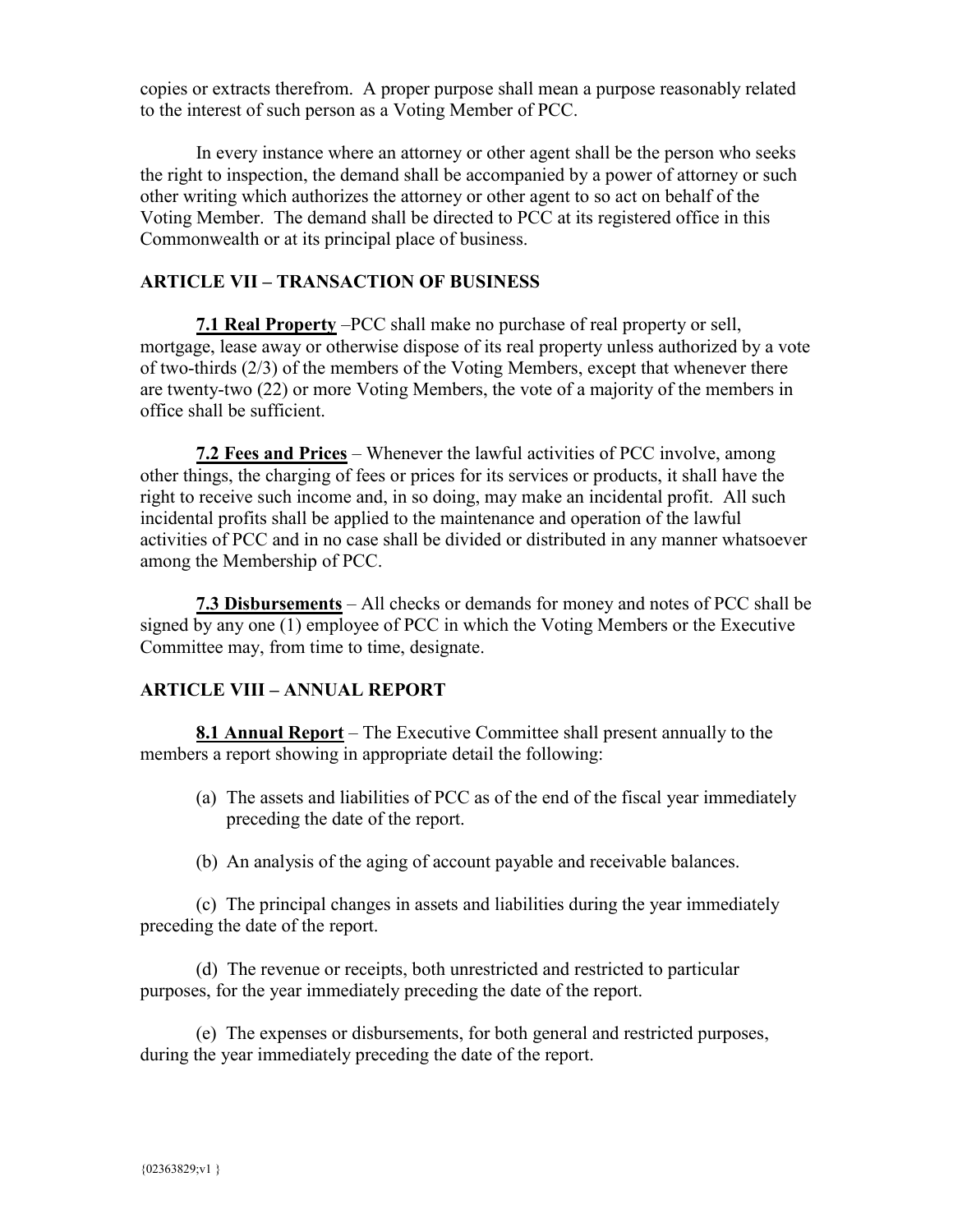copies or extracts therefrom. A proper purpose shall mean a purpose reasonably related to the interest of such person as a Voting Member of PCC.

In every instance where an attorney or other agent shall be the person who seeks the right to inspection, the demand shall be accompanied by a power of attorney or such other writing which authorizes the attorney or other agent to so act on behalf of the Voting Member. The demand shall be directed to PCC at its registered office in this Commonwealth or at its principal place of business.

## ARTICLE VII – TRANSACTION OF BUSINESS

**7.1 Real Property** –PCC shall make no purchase of real property or sell, mortgage, lease away or otherwise dispose of its real property unless authorized by a vote of two-thirds (2/3) of the members of the Voting Members, except that whenever there are twenty-two (22) or more Voting Members, the vote of a majority of the members in office shall be sufficient.

**7.2 Fees and Prices** – Whenever the lawful activities of PCC involve, among other things, the charging of fees or prices for its services or products, it shall have the right to receive such income and, in so doing, may make an incidental profit. All such incidental profits shall be applied to the maintenance and operation of the lawful activities of PCC and in no case shall be divided or distributed in any manner whatsoever among the Membership of PCC.

**7.3 Disbursements** – All checks or demands for money and notes of PCC shall be signed by any one (1) employee of PCC in which the Voting Members or the Executive Committee may, from time to time, designate.

## ARTICLE VIII – ANNUAL REPORT

**8.1 Annual Report** – The Executive Committee shall present annually to the members a report showing in appropriate detail the following:

(a) The assets and liabilities of PCC as of the end of the fiscal year immediately preceding the date of the report.

(b) An analysis of the aging of account payable and receivable balances.

(c) The principal changes in assets and liabilities during the year immediately preceding the date of the report.

(d) The revenue or receipts, both unrestricted and restricted to particular purposes, for the year immediately preceding the date of the report.

(e) The expenses or disbursements, for both general and restricted purposes, during the year immediately preceding the date of the report.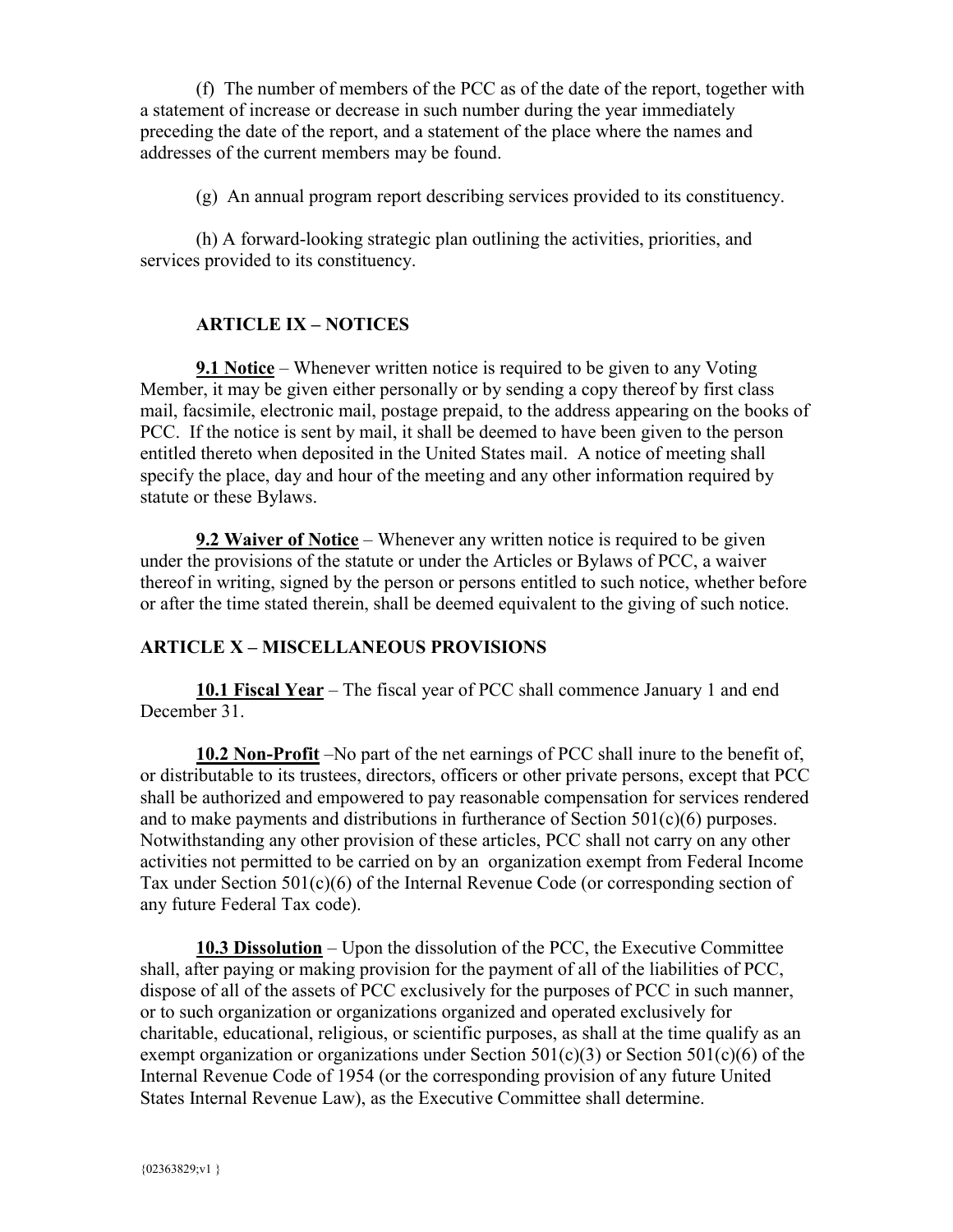(f) The number of members of the PCC as of the date of the report, together with a statement of increase or decrease in such number during the year immediately preceding the date of the report, and a statement of the place where the names and addresses of the current members may be found.

(g) An annual program report describing services provided to its constituency.

(h) A forward-looking strategic plan outlining the activities, priorities, and services provided to its constituency.

## ARTICLE IX – NOTICES

**9.1 Notice** – Whenever written notice is required to be given to any Voting Member, it may be given either personally or by sending a copy thereof by first class mail, facsimile, electronic mail, postage prepaid, to the address appearing on the books of PCC. If the notice is sent by mail, it shall be deemed to have been given to the person entitled thereto when deposited in the United States mail. A notice of meeting shall specify the place, day and hour of the meeting and any other information required by statute or these Bylaws.

**9.2 Waiver of Notice** – Whenever any written notice is required to be given under the provisions of the statute or under the Articles or Bylaws of PCC, a waiver thereof in writing, signed by the person or persons entitled to such notice, whether before or after the time stated therein, shall be deemed equivalent to the giving of such notice.

## ARTICLE X – MISCELLANEOUS PROVISIONS

**10.1 Fiscal Year** – The fiscal year of PCC shall commence January 1 and end December 31.

**10.2 Non-Profit** –No part of the net earnings of PCC shall inure to the benefit of, or distributable to its trustees, directors, officers or other private persons, except that PCC shall be authorized and empowered to pay reasonable compensation for services rendered and to make payments and distributions in furtherance of Section 501(c)(6) purposes. Notwithstanding any other provision of these articles, PCC shall not carry on any other activities not permitted to be carried on by an organization exempt from Federal Income Tax under Section 501(c)(6) of the Internal Revenue Code (or corresponding section of any future Federal Tax code).

**10.3 Dissolution** – Upon the dissolution of the PCC, the Executive Committee shall, after paying or making provision for the payment of all of the liabilities of PCC, dispose of all of the assets of PCC exclusively for the purposes of PCC in such manner, or to such organization or organizations organized and operated exclusively for charitable, educational, religious, or scientific purposes, as shall at the time qualify as an exempt organization or organizations under Section 501(c)(3) or Section 501(c)(6) of the Internal Revenue Code of 1954 (or the corresponding provision of any future United States Internal Revenue Law), as the Executive Committee shall determine.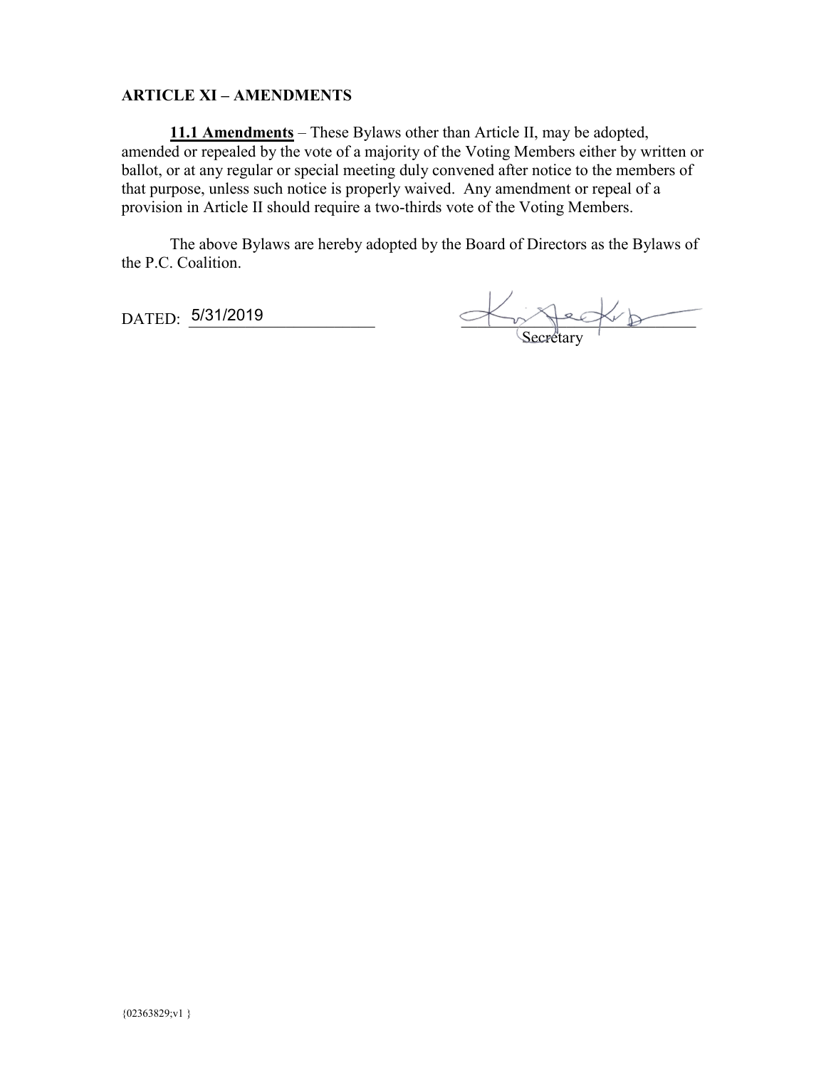## ARTICLE XI – AMENDMENTS

**11.1 Amendments** – These Bylaws other than Article II, may be adopted, amended or repealed by the vote of a majority of the Voting Members either by written or ballot, or at any regular or special meeting duly convened after notice to the members of that purpose, unless such notice is properly waived. Any amendment or repeal of a provision in Article II should require a two-thirds vote of the Voting Members.

The above Bylaws are hereby adopted by the Board of Directors as the Bylaws of the P.C. Coalition.

DATED: 5/31/2019

Secretary

{02363829;v1 }